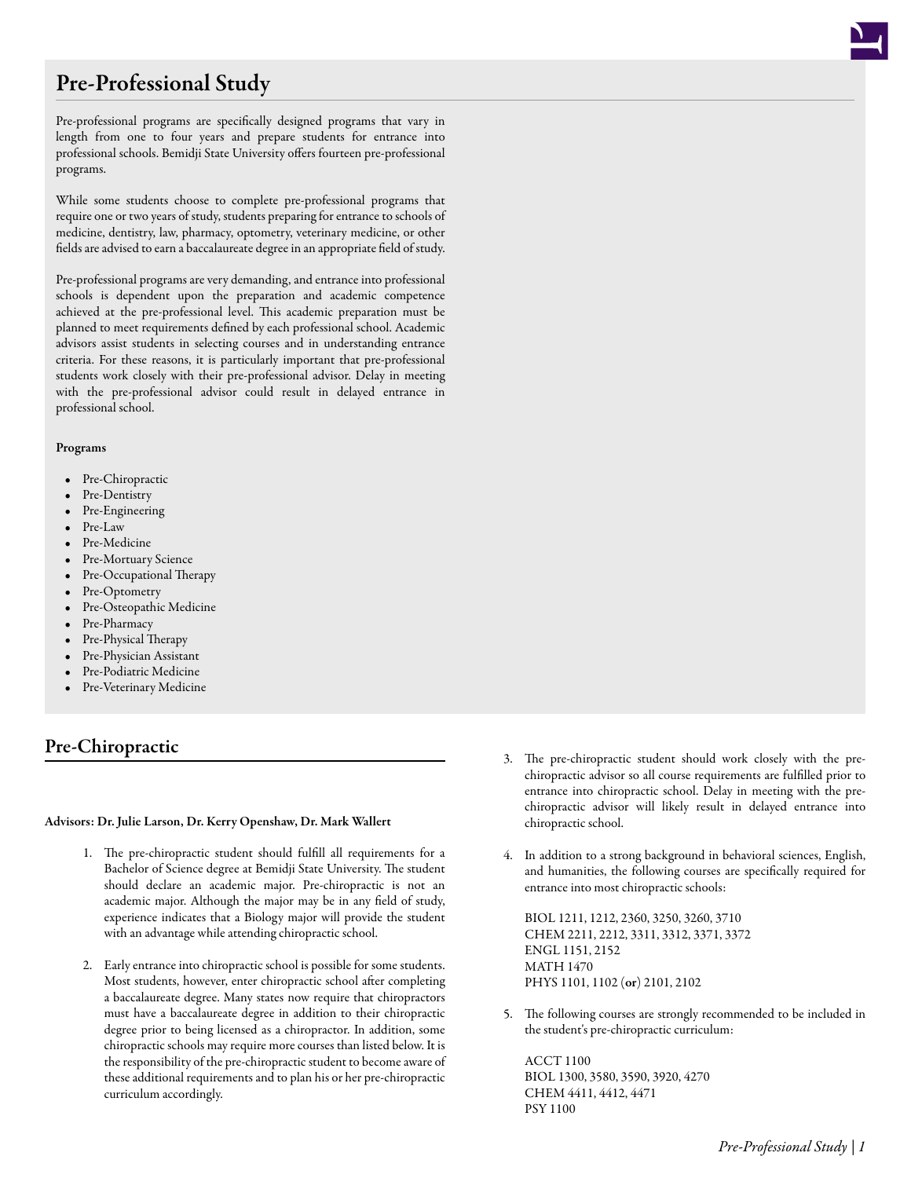# Pre-Professional Study

Pre-professional programs are specifically designed programs that vary in length from one to four years and prepare students for entrance into professional schools. Bemidji State University offers fourteen pre-professional programs.

While some students choose to complete pre-professional programs that require one or two years of study, students preparing for entrance to schools of medicine, dentistry, law, pharmacy, optometry, veterinary medicine, or other fields are advised to earn a baccalaureate degree in an appropriate field of study.

Pre-professional programs are very demanding, and entrance into professional schools is dependent upon the preparation and academic competence achieved at the pre-professional level. This academic preparation must be planned to meet requirements defined by each professional school. Academic advisors assist students in selecting courses and in understanding entrance criteria. For these reasons, it is particularly important that pre-professional students work closely with their pre-professional advisor. Delay in meeting with the pre-professional advisor could result in delayed entrance in professional school.

**Programs**

- Pre-Chiropractic
- Pre-Dentistry
- Pre-Engineering
- Pre-Law
- Pre-Medicine
- Pre-Mortuary Science
- Pre-Occupational Therapy
- Pre-Optometry
- Pre-Osteopathic Medicine
- Pre-Pharmacy
- Pre-Physical Therapy
- Pre-Physician Assistant
- Pre-Podiatric Medicine
- Pre-Veterinary Medicine

## Pre-Chiropractic

**Advisors: Dr. Julie Larson, Dr. Kerry Openshaw, Dr. Mark Wallert**

1. The pre-chiropractic student should fulfill all requirements for a Bachelor of Science degree at Bemidji State University. The student should declare an academic major. Pre-chiropractic is not an academic major. Although the major may be in any field of study, experience indicates that a Biology major will provide the student with an advantage while attending chiropractic school.

2. Early entrance into chiropractic school is possible for some students. Most students, however, enter chiropractic school after completing a baccalaureate degree. Many states now require that chiropractors must have a baccalaureate degree in addition to their chiropractic degree prior to being licensed as a chiropractor. In addition, some chiropractic schools may require more courses than listed below. It is the responsibility of the pre-chiropractic student to become aware of these additional requirements and to plan his or her pre-chiropractic curriculum accordingly.

3. The pre-chiropractic student should work closely with the pre-chiropractic advisor so all course requirements are fulfilled prior to entrance into chiropractic school. Delay in meeting with the pre-chiropractic advisor will likely result in delayed entrance into chiropractic school.

4. In addition to a strong background in behavioral sciences, English, and humanities, the following courses are specifically required for entrance into most chiropractic schools:

   BIOL 1211, 1212, 2360, 3250, 3260, 3710
   CHEM 2211, 2212, 3311, 3312, 3371, 3372
   ENGL 1151, 2152
   MATH 1470
   PHYS 1101, 1102 (**or**) 2101, 2102

5. The following courses are strongly recommended to be included in the student's pre-chiropractic curriculum:

   ACCT 1100
   BIOL 1300, 3580, 3590, 3920, 4270
   CHEM 4411, 4412, 4471
   PSY 1100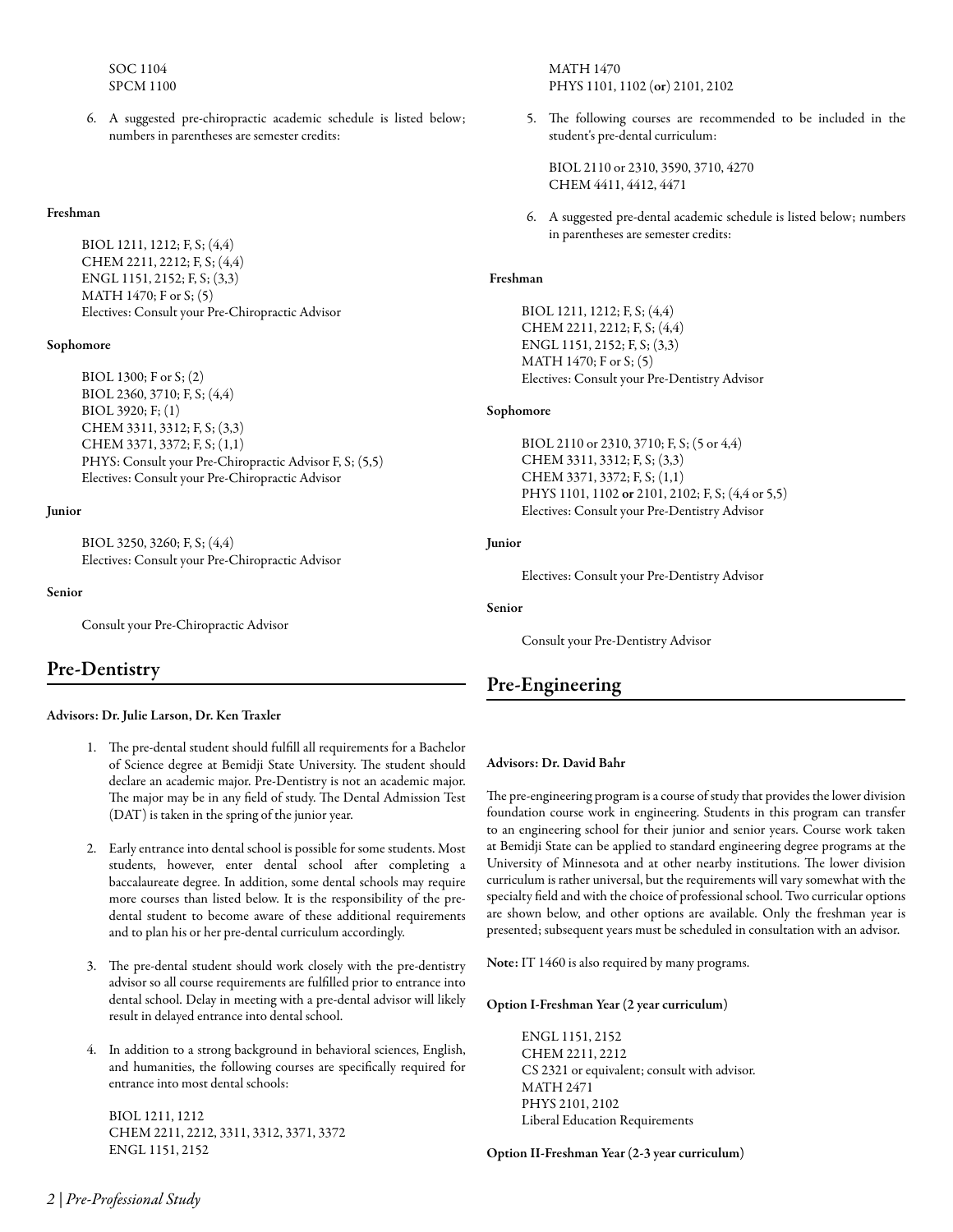SOC 1104
SPCM 1100

6. A suggested pre-chiropractic academic schedule is listed below; numbers in parentheses are semester credits:

**Freshman**

BIOL 1211, 1212; F, S; (4,4)
CHEM 2211, 2212; F, S; (4,4)
ENGL 1151, 2152; F, S; (3,3)
MATH 1470; F or S; (5)
Electives: Consult your Pre-Chiropractic Advisor

**Sophomore**

BIOL 1300; F or S; (2)
BIOL 2360, 3710; F, S; (4,4)
BIOL 3920; F; (1)
CHEM 3311, 3312; F, S; (3,3)
CHEM 3371, 3372; F, S; (1,1)
PHYS: Consult your Pre-Chiropractic Advisor F, S; (5,5)
Electives: Consult your Pre-Chiropractic Advisor

**Junior**

BIOL 3250, 3260; F, S; (4,4)
Electives: Consult your Pre-Chiropractic Advisor

**Senior**

Consult your Pre-Chiropractic Advisor

## Pre-Dentistry

**Advisors: Dr. Julie Larson, Dr. Ken Traxler**

1. The pre-dental student should fulfill all requirements for a Bachelor of Science degree at Bemidji State University. The student should declare an academic major. Pre-Dentistry is not an academic major. The major may be in any field of study. The Dental Admission Test (DAT) is taken in the spring of the junior year.

2. Early entrance into dental school is possible for some students. Most students, however, enter dental school after completing a baccalaureate degree. In addition, some dental schools may require more courses than listed below. It is the responsibility of the pre-dental student to become aware of these additional requirements and to plan his or her pre-dental curriculum accordingly.

3. The pre-dental student should work closely with the pre-dentistry advisor so all course requirements are fulfilled prior to entrance into dental school. Delay in meeting with a pre-dental advisor will likely result in delayed entrance into dental school.

4. In addition to a strong background in behavioral sciences, English, and humanities, the following courses are specifically required for entrance into most dental schools:

   BIOL 1211, 1212
   CHEM 2211, 2212, 3311, 3312, 3371, 3372
   ENGL 1151, 2152
   MATH 1470
   PHYS 1101, 1102 (**or**) 2101, 2102

5. The following courses are recommended to be included in the student's pre-dental curriculum:

   BIOL 2110 or 2310, 3590, 3710, 4270
   CHEM 4411, 4412, 4471

6. A suggested pre-dental academic schedule is listed below; numbers in parentheses are semester credits:

**Freshman**

BIOL 1211, 1212; F, S; (4,4)
CHEM 2211, 2212; F, S; (4,4)
ENGL 1151, 2152; F, S; (3,3)
MATH 1470; F or S; (5)
Electives: Consult your Pre-Dentistry Advisor

**Sophomore**

BIOL 2110 or 2310, 3710; F, S; (5 or 4,4)
CHEM 3311, 3312; F, S; (3,3)
CHEM 3371, 3372; F, S; (1,1)
PHYS 1101, 1102 **or** 2101, 2102; F, S; (4,4 or 5,5)
Electives: Consult your Pre-Dentistry Advisor

**Junior**

Electives: Consult your Pre-Dentistry Advisor

**Senior**

Consult your Pre-Dentistry Advisor

## Pre-Engineering

**Advisors: Dr. David Bahr**

The pre-engineering program is a course of study that provides the lower division foundation course work in engineering. Students in this program can transfer to an engineering school for their junior and senior years. Course work taken at Bemidji State can be applied to standard engineering degree programs at the University of Minnesota and at other nearby institutions. The lower division curriculum is rather universal, but the requirements will vary somewhat with the specialty field and with the choice of professional school. Two curricular options are shown below, and other options are available. Only the freshman year is presented; subsequent years must be scheduled in consultation with an advisor.

**Note:** IT 1460 is also required by many programs.

**Option I-Freshman Year (2 year curriculum)**

ENGL 1151, 2152
CHEM 2211, 2212
CS 2321 or equivalent; consult with advisor.
MATH 2471
PHYS 2101, 2102
Liberal Education Requirements

**Option II-Freshman Year (2-3 year curriculum)**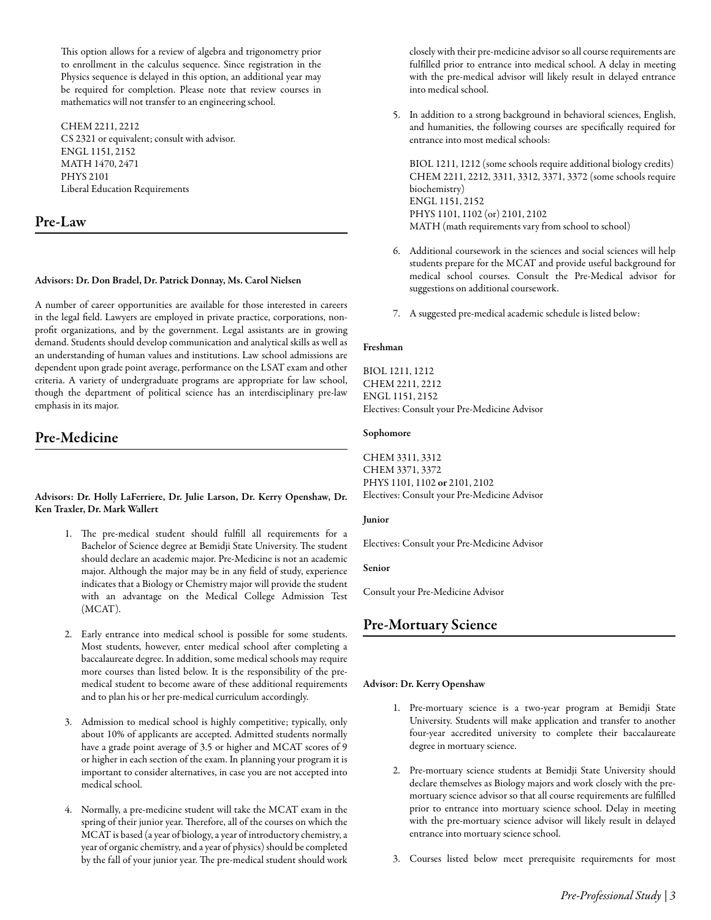This option allows for a review of algebra and trigonometry prior to enrollment in the calculus sequence. Since registration in the Physics sequence is delayed in this option, an additional year may be required for completion. Please note that review courses in mathematics will not transfer to an engineering school.

CHEM 2211, 2212
CS 2321 or equivalent; consult with advisor.
ENGL 1151, 2152
MATH 1470, 2471
PHYS 2101
Liberal Education Requirements

## Pre-Law

**Advisors: Dr. Don Bradel, Dr. Patrick Donnay, Ms. Carol Nielsen**

A number of career opportunities are available for those interested in careers in the legal field. Lawyers are employed in private practice, corporations, non-profit organizations, and by the government. Legal assistants are in growing demand. Students should develop communication and analytical skills as well as an understanding of human values and institutions. Law school admissions are dependent upon grade point average, performance on the LSAT exam and other criteria. A variety of undergraduate programs are appropriate for law school, though the department of political science has an interdisciplinary pre-law emphasis in its major.

## Pre-Medicine

**Advisors: Dr. Holly LaFerriere, Dr. Julie Larson, Dr. Kerry Openshaw, Dr. Ken Traxler, Dr. Mark Wallert**

1. The pre-medical student should fulfill all requirements for a Bachelor of Science degree at Bemidji State University. The student should declare an academic major. Pre-Medicine is not an academic major. Although the major may be in any field of study, experience indicates that a Biology or Chemistry major will provide the student with an advantage on the Medical College Admission Test (MCAT).

2. Early entrance into medical school is possible for some students. Most students, however, enter medical school after completing a baccalaureate degree. In addition, some medical schools may require more courses than listed below. It is the responsibility of the pre-medical student to become aware of these additional requirements and to plan his or her pre-medical curriculum accordingly.

3. Admission to medical school is highly competitive; typically, only about 10% of applicants are accepted. Admitted students normally have a grade point average of 3.5 or higher and MCAT scores of 9 or higher in each section of the exam. In planning your program it is important to consider alternatives, in case you are not accepted into medical school.

4. Normally, a pre-medicine student will take the MCAT exam in the spring of their junior year. Therefore, all of the courses on which the MCAT is based (a year of biology, a year of introductory chemistry, a year of organic chemistry, and a year of physics) should be completed by the fall of your junior year. The pre-medical student should work closely with their pre-medicine advisor so all course requirements are fulfilled prior to entrance into medical school. A delay in meeting with the pre-medical advisor will likely result in delayed entrance into medical school.

5. In addition to a strong background in behavioral sciences, English, and humanities, the following courses are specifically required for entrance into most medical schools:

   BIOL 1211, 1212 (some schools require additional biology credits)
   CHEM 2211, 2212, 3311, 3312, 3371, 3372 (some schools require biochemistry)
   ENGL 1151, 2152
   PHYS 1101, 1102 (or) 2101, 2102
   MATH (math requirements vary from school to school)

6. Additional coursework in the sciences and social sciences will help students prepare for the MCAT and provide useful background for medical school courses. Consult the Pre-Medical advisor for suggestions on additional coursework.

7. A suggested pre-medical academic schedule is listed below:

**Freshman**

BIOL 1211, 1212
CHEM 2211, 2212
ENGL 1151, 2152
Electives: Consult your Pre-Medicine Advisor

**Sophomore**

CHEM 3311, 3312
CHEM 3371, 3372
PHYS 1101, 1102 **or** 2101, 2102
Electives: Consult your Pre-Medicine Advisor

**Junior**

Electives: Consult your Pre-Medicine Advisor

**Senior**

Consult your Pre-Medicine Advisor

## Pre-Mortuary Science

**Advisor: Dr. Kerry Openshaw**

1. Pre-mortuary science is a two-year program at Bemidji State University. Students will make application and transfer to another four-year accredited university to complete their baccalaureate degree in mortuary science.

2. Pre-mortuary science students at Bemidji State University should declare themselves as Biology majors and work closely with the pre-mortuary science advisor so that all course requirements are fulfilled prior to entrance into mortuary science school. Delay in meeting with the pre-mortuary science advisor will likely result in delayed entrance into mortuary science school.

3. Courses listed below meet prerequisite requirements for most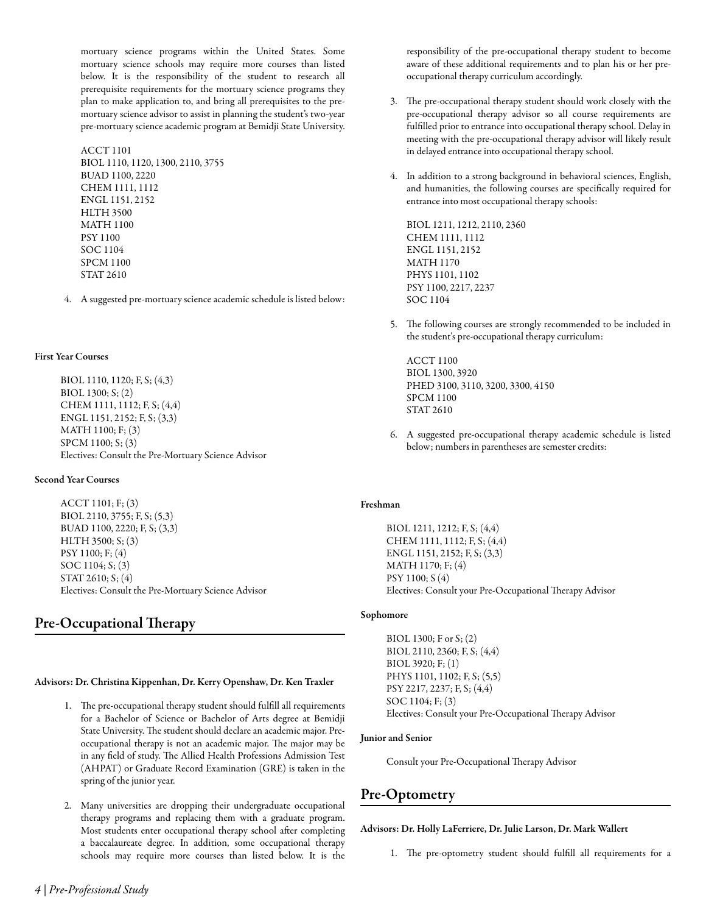mortuary science programs within the United States. Some mortuary science schools may require more courses than listed below. It is the responsibility of the student to research all prerequisite requirements for the mortuary science programs they plan to make application to, and bring all prerequisites to the pre-mortuary science advisor to assist in planning the student's two-year pre-mortuary science academic program at Bemidji State University.

ACCT 1101
BIOL 1110, 1120, 1300, 2110, 3755
BUAD 1100, 2220
CHEM 1111, 1112
ENGL 1151, 2152
HLTH 3500
MATH 1100
PSY 1100
SOC 1104
SPCM 1100
STAT 2610

4. A suggested pre-mortuary science academic schedule is listed below:

**First Year Courses**

BIOL 1110, 1120; F, S; (4,3)
BIOL 1300; S; (2)
CHEM 1111, 1112; F, S; (4,4)
ENGL 1151, 2152; F, S; (3,3)
MATH 1100; F; (3)
SPCM 1100; S; (3)
Electives: Consult the Pre-Mortuary Science Advisor

**Second Year Courses**

ACCT 1101; F; (3)
BIOL 2110, 3755; F, S; (5,3)
BUAD 1100, 2220; F, S; (3,3)
HLTH 3500; S; (3)
PSY 1100; F; (4)
SOC 1104; S; (3)
STAT 2610; S; (4)
Electives: Consult the Pre-Mortuary Science Advisor

## Pre-Occupational Therapy

**Advisors: Dr. Christina Kippenhan, Dr. Kerry Openshaw, Dr. Ken Traxler**

1. The pre-occupational therapy student should fulfill all requirements for a Bachelor of Science or Bachelor of Arts degree at Bemidji State University. The student should declare an academic major. Pre-occupational therapy is not an academic major. The major may be in any field of study. The Allied Health Professions Admission Test (AHPAT) or Graduate Record Examination (GRE) is taken in the spring of the junior year.

2. Many universities are dropping their undergraduate occupational therapy programs and replacing them with a graduate program. Most students enter occupational therapy school after completing a baccalaureate degree. In addition, some occupational therapy schools may require more courses than listed below. It is the responsibility of the pre-occupational therapy student to become aware of these additional requirements and to plan his or her pre-occupational therapy curriculum accordingly.

3. The pre-occupational therapy student should work closely with the pre-occupational therapy advisor so all course requirements are fulfilled prior to entrance into occupational therapy school. Delay in meeting with the pre-occupational therapy advisor will likely result in delayed entrance into occupational therapy school.

4. In addition to a strong background in behavioral sciences, English, and humanities, the following courses are specifically required for entrance into most occupational therapy schools:

   BIOL 1211, 1212, 2110, 2360
   CHEM 1111, 1112
   ENGL 1151, 2152
   MATH 1170
   PHYS 1101, 1102
   PSY 1100, 2217, 2237
   SOC 1104

5. The following courses are strongly recommended to be included in the student's pre-occupational therapy curriculum:

   ACCT 1100
   BIOL 1300, 3920
   PHED 3100, 3110, 3200, 3300, 4150
   SPCM 1100
   STAT 2610

6. A suggested pre-occupational therapy academic schedule is listed below; numbers in parentheses are semester credits:

**Freshman**

BIOL 1211, 1212; F, S; (4,4)
CHEM 1111, 1112; F, S; (4,4)
ENGL 1151, 2152; F, S; (3,3)
MATH 1170; F; (4)
PSY 1100; S (4)
Electives: Consult your Pre-Occupational Therapy Advisor

**Sophomore**

BIOL 1300; F or S; (2)
BIOL 2110, 2360; F, S; (4,4)
BIOL 3920; F; (1)
PHYS 1101, 1102; F, S; (5,5)
PSY 2217, 2237; F, S; (4,4)
SOC 1104; F; (3)
Electives: Consult your Pre-Occupational Therapy Advisor

**Junior and Senior**

Consult your Pre-Occupational Therapy Advisor

## Pre-Optometry

**Advisors: Dr. Holly LaFerriere, Dr. Julie Larson, Dr. Mark Wallert**

1. The pre-optometry student should fulfill all requirements for a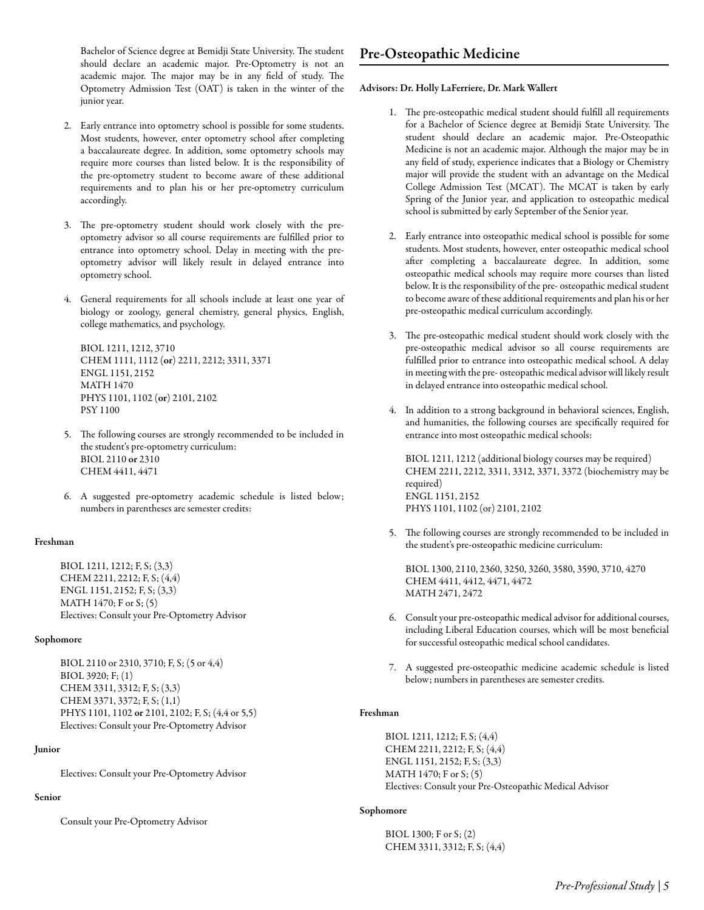Bachelor of Science degree at Bemidji State University. The student should declare an academic major. Pre-Optometry is not an academic major. The major may be in any field of study. The Optometry Admission Test (OAT) is taken in the winter of the junior year.

2. Early entrance into optometry school is possible for some students. Most students, however, enter optometry school after completing a baccalaureate degree. In addition, some optometry schools may require more courses than listed below. It is the responsibility of the pre-optometry student to become aware of these additional requirements and to plan his or her pre-optometry curriculum accordingly.

3. The pre-optometry student should work closely with the pre-optometry advisor so all course requirements are fulfilled prior to entrance into optometry school. Delay in meeting with the pre-optometry advisor will likely result in delayed entrance into optometry school.

4. General requirements for all schools include at least one year of biology or zoology, general chemistry, general physics, English, college mathematics, and psychology.

   BIOL 1211, 1212, 3710
   CHEM 1111, 1112 (**or**) 2211, 2212; 3311, 3371
   ENGL 1151, 2152
   MATH 1470
   PHYS 1101, 1102 (**or**) 2101, 2102
   PSY 1100

5. The following courses are strongly recommended to be included in the student's pre-optometry curriculum:
   BIOL 2110 **or** 2310
   CHEM 4411, 4471

6. A suggested pre-optometry academic schedule is listed below; numbers in parentheses are semester credits:

#### Freshman

BIOL 1211, 1212; F, S; (3,3)
CHEM 2211, 2212; F, S; (4,4)
ENGL 1151, 2152; F, S; (3,3)
MATH 1470; F or S; (5)
Electives: Consult your Pre-Optometry Advisor

#### Sophomore

BIOL 2110 or 2310, 3710; F, S; (5 or 4,4)
BIOL 3920; F; (1)
CHEM 3311, 3312; F, S; (3,3)
CHEM 3371, 3372; F, S; (1,1)
PHYS 1101, 1102 **or** 2101, 2102; F, S; (4,4 or 5,5)
Electives: Consult your Pre-Optometry Advisor

#### Junior

Electives: Consult your Pre-Optometry Advisor

#### Senior

Consult your Pre-Optometry Advisor

## Pre-Osteopathic Medicine

**Advisors: Dr. Holly LaFerriere, Dr. Mark Wallert**

1. The pre-osteopathic medical student should fulfill all requirements for a Bachelor of Science degree at Bemidji State University. The student should declare an academic major. Pre-Osteopathic Medicine is not an academic major. Although the major may be in any field of study, experience indicates that a Biology or Chemistry major will provide the student with an advantage on the Medical College Admission Test (MCAT). The MCAT is taken by early Spring of the Junior year, and application to osteopathic medical school is submitted by early September of the Senior year.

2. Early entrance into osteopathic medical school is possible for some students. Most students, however, enter osteopathic medical school after completing a baccalaureate degree. In addition, some osteopathic medical schools may require more courses than listed below. It is the responsibility of the pre- osteopathic medical student to become aware of these additional requirements and plan his or her pre-osteopathic medical curriculum accordingly.

3. The pre-osteopathic medical student should work closely with the pre-osteopathic medical advisor so all course requirements are fulfilled prior to entrance into osteopathic medical school. A delay in meeting with the pre- osteopathic medical advisor will likely result in delayed entrance into osteopathic medical school.

4. In addition to a strong background in behavioral sciences, English, and humanities, the following courses are specifically required for entrance into most osteopathic medical schools:

   BIOL 1211, 1212 (additional biology courses may be required)
   CHEM 2211, 2212, 3311, 3312, 3371, 3372 (biochemistry may be required)
   ENGL 1151, 2152
   PHYS 1101, 1102 (or) 2101, 2102

5. The following courses are strongly recommended to be included in the student's pre-osteopathic medicine curriculum:

   BIOL 1300, 2110, 2360, 3250, 3260, 3580, 3590, 3710, 4270
   CHEM 4411, 4412, 4471, 4472
   MATH 2471, 2472

6. Consult your pre-osteopathic medical advisor for additional courses, including Liberal Education courses, which will be most beneficial for successful osteopathic medical school candidates.

7. A suggested pre-osteopathic medicine academic schedule is listed below; numbers in parentheses are semester credits.

#### Freshman

BIOL 1211, 1212; F, S; (4,4)
CHEM 2211, 2212; F, S; (4,4)
ENGL 1151, 2152; F, S; (3,3)
MATH 1470; F or S; (5)
Electives: Consult your Pre-Osteopathic Medical Advisor

#### Sophomore

BIOL 1300; F or S; (2)
CHEM 3311, 3312; F, S; (4,4)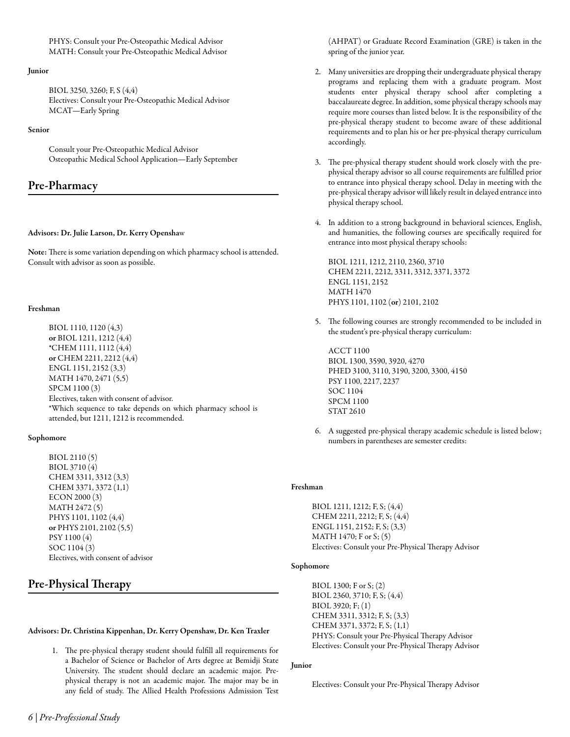PHYS: Consult your Pre-Osteopathic Medical Advisor
MATH: Consult your Pre-Osteopathic Medical Advisor

**Junior**

BIOL 3250, 3260; F, S (4,4)
Electives: Consult your Pre-Osteopathic Medical Advisor
MCAT—Early Spring

**Senior**

Consult your Pre-Osteopathic Medical Advisor
Osteopathic Medical School Application—Early September

## Pre-Pharmacy

**Advisors: Dr. Julie Larson, Dr. Kerry Openshaw**

**Note:** There is some variation depending on which pharmacy school is attended. Consult with advisor as soon as possible.

**Freshman**

BIOL 1110, 1120 (4,3)
**or** BIOL 1211, 1212 (4,4)
*CHEM 1111, 1112 (4,4)
**or** CHEM 2211, 2212 (4,4)
ENGL 1151, 2152 (3,3)
MATH 1470, 2471 (5,5)
SPCM 1100 (3)
Electives, taken with consent of advisor.
*Which sequence to take depends on which pharmacy school is attended, but 1211, 1212 is recommended.

**Sophomore**

BIOL 2110 (5)
BIOL 3710 (4)
CHEM 3311, 3312 (3,3)
CHEM 3371, 3372 (1,1)
ECON 2000 (3)
MATH 2472 (5)
PHYS 1101, 1102 (4,4)
**or** PHYS 2101, 2102 (5,5)
PSY 1100 (4)
SOC 1104 (3)
Electives, with consent of advisor

## Pre-Physical Therapy

**Advisors: Dr. Christina Kippenhan, Dr. Kerry Openshaw, Dr. Ken Traxler**

1. The pre-physical therapy student should fulfill all requirements for a Bachelor of Science or Bachelor of Arts degree at Bemidji State University. The student should declare an academic major. Pre-physical therapy is not an academic major. The major may be in any field of study. The Allied Health Professions Admission Test (AHPAT) or Graduate Record Examination (GRE) is taken in the spring of the junior year.

2. Many universities are dropping their undergraduate physical therapy programs and replacing them with a graduate program. Most students enter physical therapy school after completing a baccalaureate degree. In addition, some physical therapy schools may require more courses than listed below. It is the responsibility of the pre-physical therapy student to become aware of these additional requirements and to plan his or her pre-physical therapy curriculum accordingly.

3. The pre-physical therapy student should work closely with the pre-physical therapy advisor so all course requirements are fulfilled prior to entrance into physical therapy school. Delay in meeting with the pre-physical therapy advisor will likely result in delayed entrance into physical therapy school.

4. In addition to a strong background in behavioral sciences, English, and humanities, the following courses are specifically required for entrance into most physical therapy schools:

   BIOL 1211, 1212, 2110, 2360, 3710
   CHEM 2211, 2212, 3311, 3312, 3371, 3372
   ENGL 1151, 2152
   MATH 1470
   PHYS 1101, 1102 (**or**) 2101, 2102

5. The following courses are strongly recommended to be included in the student's pre-physical therapy curriculum:

   ACCT 1100
   BIOL 1300, 3590, 3920, 4270
   PHED 3100, 3110, 3190, 3200, 3300, 4150
   PSY 1100, 2217, 2237
   SOC 1104
   SPCM 1100
   STAT 2610

6. A suggested pre-physical therapy academic schedule is listed below; numbers in parentheses are semester credits:

**Freshman**

BIOL 1211, 1212; F, S; (4,4)
CHEM 2211, 2212; F, S; (4,4)
ENGL 1151, 2152; F, S; (3,3)
MATH 1470; F or S; (5)
Electives: Consult your Pre-Physical Therapy Advisor

**Sophomore**

BIOL 1300; F or S; (2)
BIOL 2360, 3710; F, S; (4,4)
BIOL 3920; F; (1)
CHEM 3311, 3312; F, S; (3,3)
CHEM 3371, 3372; F, S; (1,1)
PHYS: Consult your Pre-Physical Therapy Advisor
Electives: Consult your Pre-Physical Therapy Advisor

**Junior**

Electives: Consult your Pre-Physical Therapy Advisor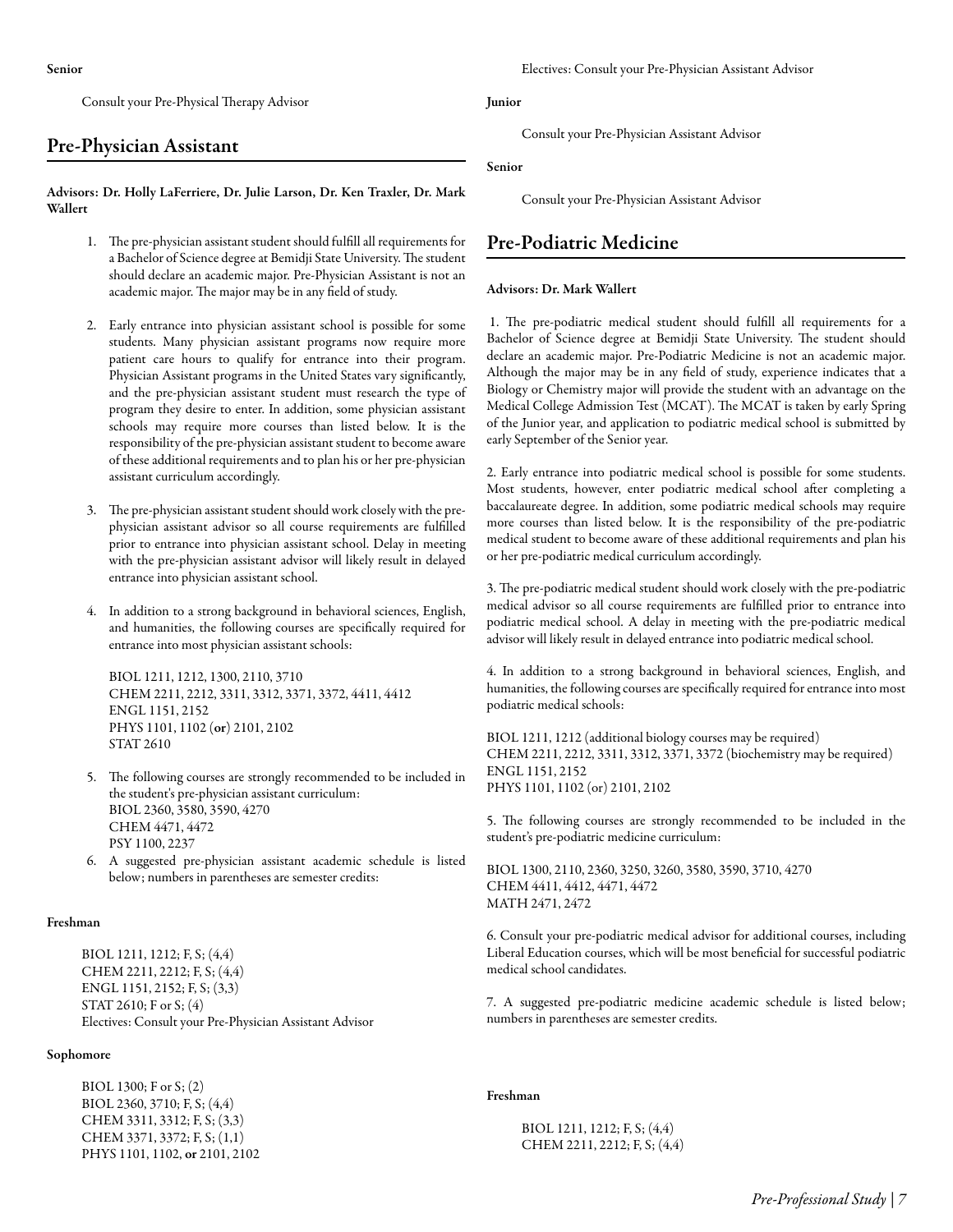**Senior**

Consult your Pre-Physical Therapy Advisor

## Pre-Physician Assistant

**Advisors: Dr. Holly LaFerriere, Dr. Julie Larson, Dr. Ken Traxler, Dr. Mark Wallert**

1. The pre-physician assistant student should fulfill all requirements for a Bachelor of Science degree at Bemidji State University. The student should declare an academic major. Pre-Physician Assistant is not an academic major. The major may be in any field of study.

2. Early entrance into physician assistant school is possible for some students. Many physician assistant programs now require more patient care hours to qualify for entrance into their program. Physician Assistant programs in the United States vary significantly, and the pre-physician assistant student must research the type of program they desire to enter. In addition, some physician assistant schools may require more courses than listed below. It is the responsibility of the pre-physician assistant student to become aware of these additional requirements and to plan his or her pre-physician assistant curriculum accordingly.

3. The pre-physician assistant student should work closely with the pre-physician assistant advisor so all course requirements are fulfilled prior to entrance into physician assistant school. Delay in meeting with the pre-physician assistant advisor will likely result in delayed entrance into physician assistant school.

4. In addition to a strong background in behavioral sciences, English, and humanities, the following courses are specifically required for entrance into most physician assistant schools:

   BIOL 1211, 1212, 1300, 2110, 3710
   CHEM 2211, 2212, 3311, 3312, 3371, 3372, 4411, 4412
   ENGL 1151, 2152
   PHYS 1101, 1102 (**or**) 2101, 2102
   STAT 2610

5. The following courses are strongly recommended to be included in the student's pre-physician assistant curriculum:
   BIOL 2360, 3580, 3590, 4270
   CHEM 4471, 4472
   PSY 1100, 2237

6. A suggested pre-physician assistant academic schedule is listed below; numbers in parentheses are semester credits:

**Freshman**

BIOL 1211, 1212; F, S; (4,4)
CHEM 2211, 2212; F, S; (4,4)
ENGL 1151, 2152; F, S; (3,3)
STAT 2610; F or S; (4)
Electives: Consult your Pre-Physician Assistant Advisor

**Sophomore**

BIOL 1300; F or S; (2)
BIOL 2360, 3710; F, S; (4,4)
CHEM 3311, 3312; F, S; (3,3)
CHEM 3371, 3372; F, S; (1,1)
PHYS 1101, 1102, **or** 2101, 2102
Electives: Consult your Pre-Physician Assistant Advisor

**Junior**

Consult your Pre-Physician Assistant Advisor

**Senior**

Consult your Pre-Physician Assistant Advisor

## Pre-Podiatric Medicine

**Advisors: Dr. Mark Wallert**

1. The pre-podiatric medical student should fulfill all requirements for a Bachelor of Science degree at Bemidji State University. The student should declare an academic major. Pre-Podiatric Medicine is not an academic major. Although the major may be in any field of study, experience indicates that a Biology or Chemistry major will provide the student with an advantage on the Medical College Admission Test (MCAT). The MCAT is taken by early Spring of the Junior year, and application to podiatric medical school is submitted by early September of the Senior year.

2. Early entrance into podiatric medical school is possible for some students. Most students, however, enter podiatric medical school after completing a baccalaureate degree. In addition, some podiatric medical schools may require more courses than listed below. It is the responsibility of the pre-podiatric medical student to become aware of these additional requirements and plan his or her pre-podiatric medical curriculum accordingly.

3. The pre-podiatric medical student should work closely with the pre-podiatric medical advisor so all course requirements are fulfilled prior to entrance into podiatric medical school. A delay in meeting with the pre-podiatric medical advisor will likely result in delayed entrance into podiatric medical school.

4. In addition to a strong background in behavioral sciences, English, and humanities, the following courses are specifically required for entrance into most podiatric medical schools:

BIOL 1211, 1212 (additional biology courses may be required)
CHEM 2211, 2212, 3311, 3312, 3371, 3372 (biochemistry may be required)
ENGL 1151, 2152
PHYS 1101, 1102 (or) 2101, 2102

5. The following courses are strongly recommended to be included in the student's pre-podiatric medicine curriculum:

BIOL 1300, 2110, 2360, 3250, 3260, 3580, 3590, 3710, 4270
CHEM 4411, 4412, 4471, 4472
MATH 2471, 2472

6. Consult your pre-podiatric medical advisor for additional courses, including Liberal Education courses, which will be most beneficial for successful podiatric medical school candidates.

7. A suggested pre-podiatric medicine academic schedule is listed below; numbers in parentheses are semester credits.

**Freshman**

BIOL 1211, 1212; F, S; (4,4)
CHEM 2211, 2212; F, S; (4,4)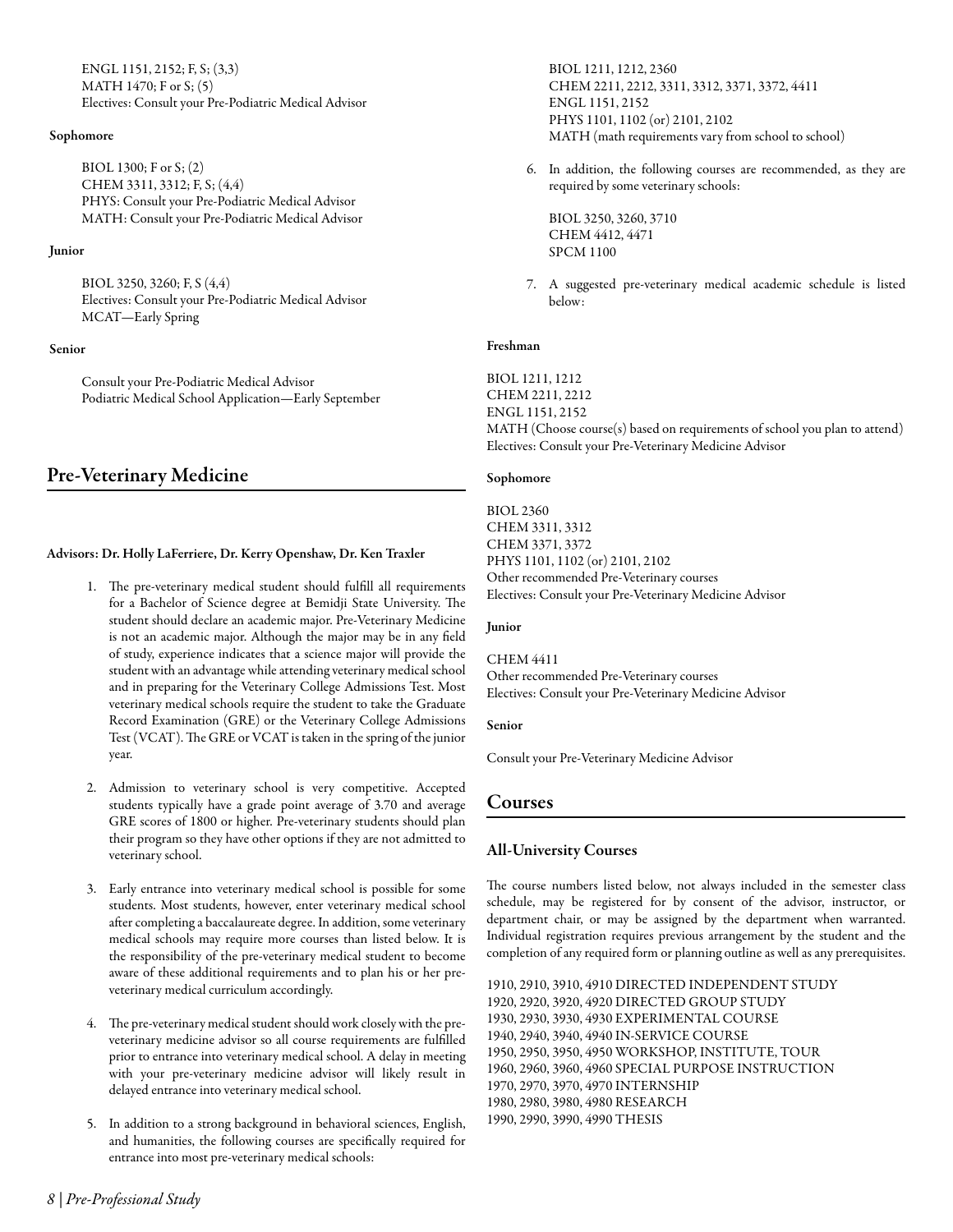ENGL 1151, 2152; F, S; (3,3)
MATH 1470; F or S; (5)
Electives: Consult your Pre-Podiatric Medical Advisor

**Sophomore**

BIOL 1300; F or S; (2)
CHEM 3311, 3312; F, S; (4,4)
PHYS: Consult your Pre-Podiatric Medical Advisor
MATH: Consult your Pre-Podiatric Medical Advisor

**Junior**

BIOL 3250, 3260; F, S (4,4)
Electives: Consult your Pre-Podiatric Medical Advisor
MCAT—Early Spring

**Senior**

Consult your Pre-Podiatric Medical Advisor
Podiatric Medical School Application—Early September

## Pre-Veterinary Medicine

**Advisors: Dr. Holly LaFerriere, Dr. Kerry Openshaw, Dr. Ken Traxler**

1. The pre-veterinary medical student should fulfill all requirements for a Bachelor of Science degree at Bemidji State University. The student should declare an academic major. Pre-Veterinary Medicine is not an academic major. Although the major may be in any field of study, experience indicates that a science major will provide the student with an advantage while attending veterinary medical school and in preparing for the Veterinary College Admissions Test. Most veterinary medical schools require the student to take the Graduate Record Examination (GRE) or the Veterinary College Admissions Test (VCAT). The GRE or VCAT is taken in the spring of the junior year.

2. Admission to veterinary school is very competitive. Accepted students typically have a grade point average of 3.70 and average GRE scores of 1800 or higher. Pre-veterinary students should plan their program so they have other options if they are not admitted to veterinary school.

3. Early entrance into veterinary medical school is possible for some students. Most students, however, enter veterinary medical school after completing a baccalaureate degree. In addition, some veterinary medical schools may require more courses than listed below. It is the responsibility of the pre-veterinary medical student to become aware of these additional requirements and to plan his or her pre-veterinary medical curriculum accordingly.

4. The pre-veterinary medical student should work closely with the pre-veterinary medicine advisor so all course requirements are fulfilled prior to entrance into veterinary medical school. A delay in meeting with your pre-veterinary medicine advisor will likely result in delayed entrance into veterinary medical school.

5. In addition to a strong background in behavioral sciences, English, and humanities, the following courses are specifically required for entrance into most pre-veterinary medical schools:

   BIOL 1211, 1212, 2360
   CHEM 2211, 2212, 3311, 3312, 3371, 3372, 4411
   ENGL 1151, 2152
   PHYS 1101, 1102 (or) 2101, 2102
   MATH (math requirements vary from school to school)

6. In addition, the following courses are recommended, as they are required by some veterinary schools:

   BIOL 3250, 3260, 3710
   CHEM 4412, 4471
   SPCM 1100

7. A suggested pre-veterinary medical academic schedule is listed below:

**Freshman**

BIOL 1211, 1212
CHEM 2211, 2212
ENGL 1151, 2152
MATH (Choose course(s) based on requirements of school you plan to attend)
Electives: Consult your Pre-Veterinary Medicine Advisor

**Sophomore**

BIOL 2360
CHEM 3311, 3312
CHEM 3371, 3372
PHYS 1101, 1102 (or) 2101, 2102
Other recommended Pre-Veterinary courses
Electives: Consult your Pre-Veterinary Medicine Advisor

**Junior**

CHEM 4411
Other recommended Pre-Veterinary courses
Electives: Consult your Pre-Veterinary Medicine Advisor

**Senior**

Consult your Pre-Veterinary Medicine Advisor

## Courses

### All-University Courses

The course numbers listed below, not always included in the semester class schedule, may be registered for by consent of the advisor, instructor, or department chair, or may be assigned by the department when warranted. Individual registration requires previous arrangement by the student and the completion of any required form or planning outline as well as any prerequisites.

1910, 2910, 3910, 4910 DIRECTED INDEPENDENT STUDY
1920, 2920, 3920, 4920 DIRECTED GROUP STUDY
1930, 2930, 3930, 4930 EXPERIMENTAL COURSE
1940, 2940, 3940, 4940 IN-SERVICE COURSE
1950, 2950, 3950, 4950 WORKSHOP, INSTITUTE, TOUR
1960, 2960, 3960, 4960 SPECIAL PURPOSE INSTRUCTION
1970, 2970, 3970, 4970 INTERNSHIP
1980, 2980, 3980, 4980 RESEARCH
1990, 2990, 3990, 4990 THESIS